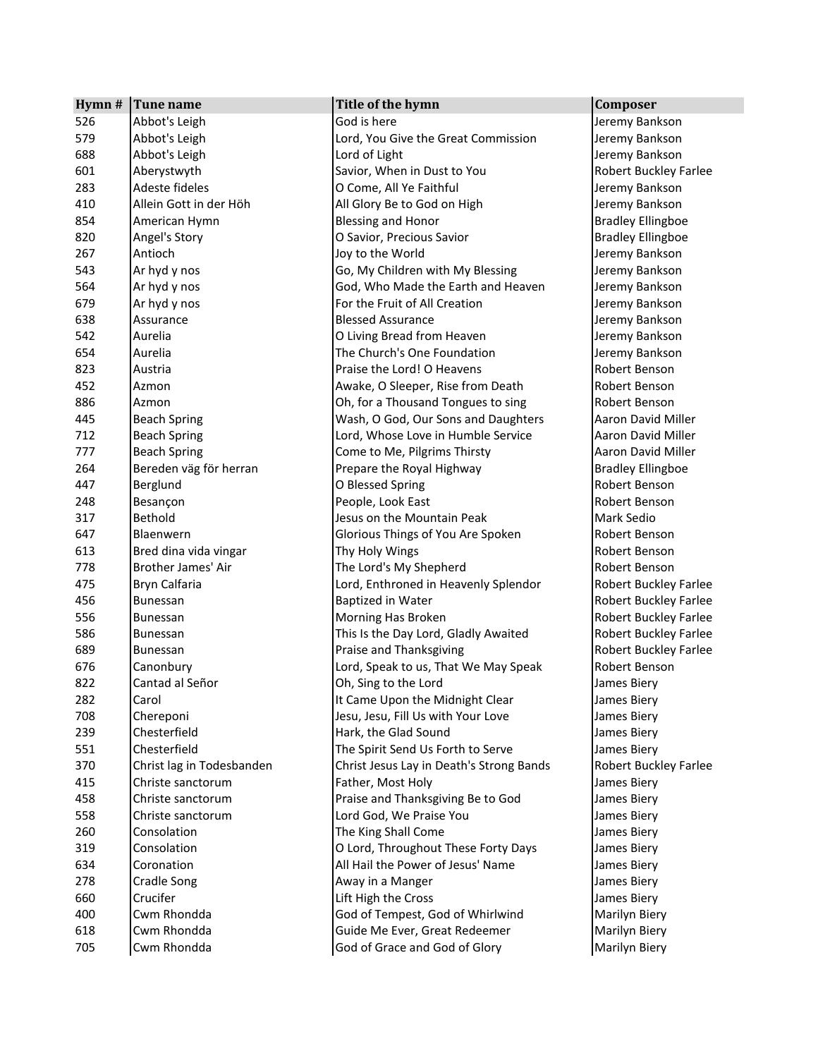| Hymn # | Tune name | Title of the hymn | Composer |
|---|---|---|---|
| 526 | Abbot's Leigh | God is here | Jeremy Bankson |
| 579 | Abbot's Leigh | Lord, You Give the Great Commission | Jeremy Bankson |
| 688 | Abbot's Leigh | Lord of Light | Jeremy Bankson |
| 601 | Aberystwyth | Savior, When in Dust to You | Robert Buckley Farlee |
| 283 | Adeste fideles | O Come, All Ye Faithful | Jeremy Bankson |
| 410 | Allein Gott in der Höh | All Glory Be to God on High | Jeremy Bankson |
| 854 | American Hymn | Blessing and Honor | Bradley Ellingboe |
| 820 | Angel's Story | O Savior, Precious Savior | Bradley Ellingboe |
| 267 | Antioch | Joy to the World | Jeremy Bankson |
| 543 | Ar hyd y nos | Go, My Children with My Blessing | Jeremy Bankson |
| 564 | Ar hyd y nos | God, Who Made the Earth and Heaven | Jeremy Bankson |
| 679 | Ar hyd y nos | For the Fruit of All Creation | Jeremy Bankson |
| 638 | Assurance | Blessed Assurance | Jeremy Bankson |
| 542 | Aurelia | O Living Bread from Heaven | Jeremy Bankson |
| 654 | Aurelia | The Church's One Foundation | Jeremy Bankson |
| 823 | Austria | Praise the Lord! O Heavens | Robert Benson |
| 452 | Azmon | Awake, O Sleeper, Rise from Death | Robert Benson |
| 886 | Azmon | Oh, for a Thousand Tongues to sing | Robert Benson |
| 445 | Beach Spring | Wash, O God, Our Sons and Daughters | Aaron David Miller |
| 712 | Beach Spring | Lord, Whose Love in Humble Service | Aaron David Miller |
| 777 | Beach Spring | Come to Me, Pilgrims Thirsty | Aaron David Miller |
| 264 | Bereden väg för herran | Prepare the Royal Highway | Bradley Ellingboe |
| 447 | Berglund | O Blessed Spring | Robert Benson |
| 248 | Besançon | People, Look East | Robert Benson |
| 317 | Bethold | Jesus on the Mountain Peak | Mark Sedio |
| 647 | Blaenwern | Glorious Things of You Are Spoken | Robert Benson |
| 613 | Bred dina vida vingar | Thy Holy Wings | Robert Benson |
| 778 | Brother James' Air | The Lord's My Shepherd | Robert Benson |
| 475 | Bryn Calfaria | Lord, Enthroned in Heavenly Splendor | Robert Buckley Farlee |
| 456 | Bunessan | Baptized in Water | Robert Buckley Farlee |
| 556 | Bunessan | Morning Has Broken | Robert Buckley Farlee |
| 586 | Bunessan | This Is the Day Lord, Gladly Awaited | Robert Buckley Farlee |
| 689 | Bunessan | Praise and Thanksgiving | Robert Buckley Farlee |
| 676 | Canonbury | Lord, Speak to us, That We May Speak | Robert Benson |
| 822 | Cantad al Señor | Oh, Sing to the Lord | James Biery |
| 282 | Carol | It Came Upon the Midnight Clear | James Biery |
| 708 | Chereponi | Jesu, Jesu, Fill Us with Your Love | James Biery |
| 239 | Chesterfield | Hark, the Glad Sound | James Biery |
| 551 | Chesterfield | The Spirit Send Us Forth to Serve | James Biery |
| 370 | Christ lag in Todesbanden | Christ Jesus Lay in Death's Strong Bands | Robert Buckley Farlee |
| 415 | Christe sanctorum | Father, Most Holy | James Biery |
| 458 | Christe sanctorum | Praise and Thanksgiving Be to God | James Biery |
| 558 | Christe sanctorum | Lord God, We Praise You | James Biery |
| 260 | Consolation | The King Shall Come | James Biery |
| 319 | Consolation | O Lord, Throughout These Forty Days | James Biery |
| 634 | Coronation | All Hail the Power of Jesus' Name | James Biery |
| 278 | Cradle Song | Away in a Manger | James Biery |
| 660 | Crucifer | Lift High the Cross | James Biery |
| 400 | Cwm Rhondda | God of Tempest, God of Whirlwind | Marilyn Biery |
| 618 | Cwm Rhondda | Guide Me Ever, Great Redeemer | Marilyn Biery |
| 705 | Cwm Rhondda | God of Grace and God of Glory | Marilyn Biery |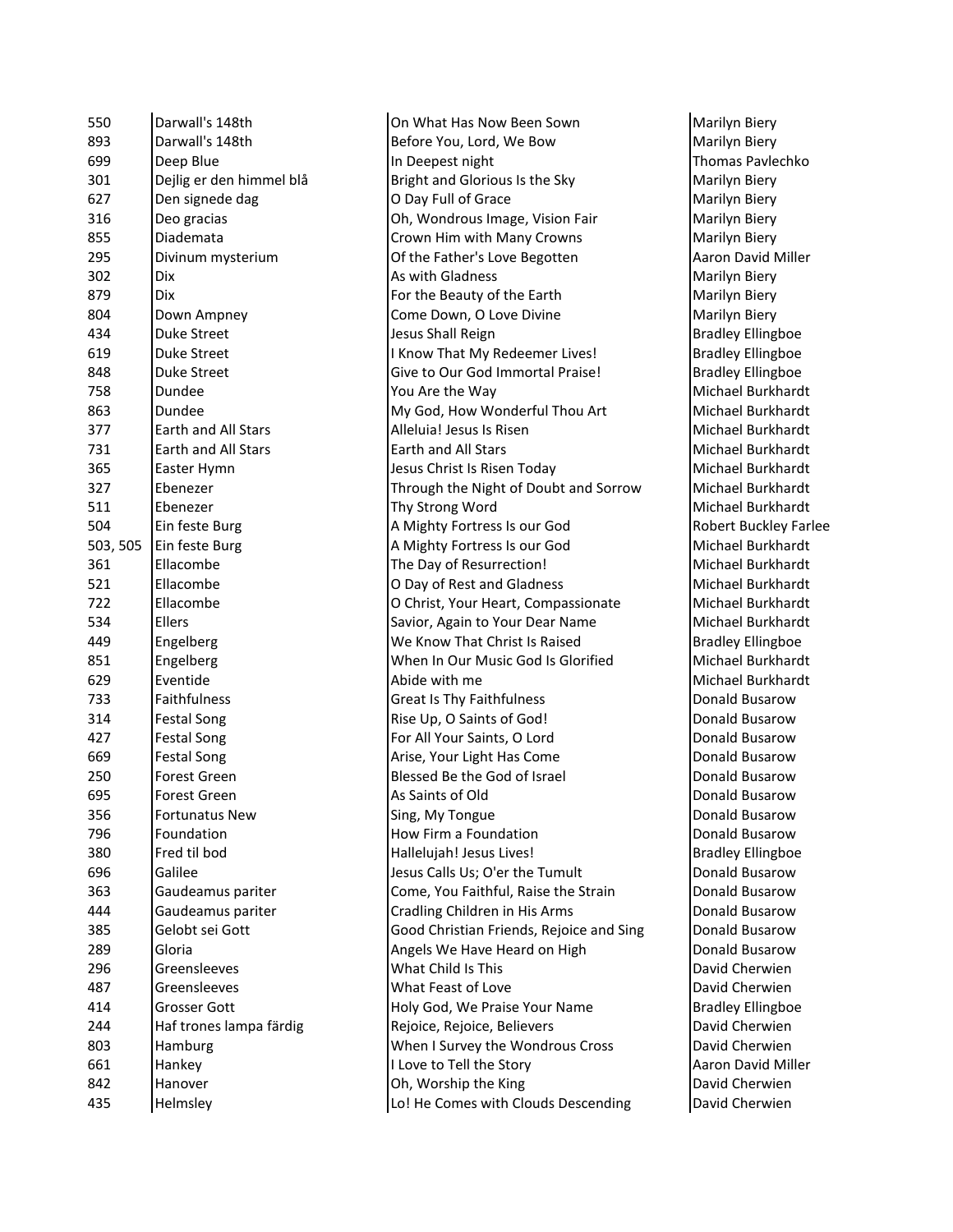| | | | |
|---|---|---|---|
| 550 | Darwall's 148th | On What Has Now Been Sown | Marilyn Biery |
| 893 | Darwall's 148th | Before You, Lord, We Bow | Marilyn Biery |
| 699 | Deep Blue | In Deepest night | Thomas Pavlechko |
| 301 | Dejlig er den himmel blå | Bright and Glorious Is the Sky | Marilyn Biery |
| 627 | Den signede dag | O Day Full of Grace | Marilyn Biery |
| 316 | Deo gracias | Oh, Wondrous Image, Vision Fair | Marilyn Biery |
| 855 | Diademata | Crown Him with Many Crowns | Marilyn Biery |
| 295 | Divinum mysterium | Of the Father's Love Begotten | Aaron David Miller |
| 302 | Dix | As with Gladness | Marilyn Biery |
| 879 | Dix | For the Beauty of the Earth | Marilyn Biery |
| 804 | Down Ampney | Come Down, O Love Divine | Marilyn Biery |
| 434 | Duke Street | Jesus Shall Reign | Bradley Ellingboe |
| 619 | Duke Street | I Know That My Redeemer Lives! | Bradley Ellingboe |
| 848 | Duke Street | Give to Our God Immortal Praise! | Bradley Ellingboe |
| 758 | Dundee | You Are the Way | Michael Burkhardt |
| 863 | Dundee | My God, How Wonderful Thou Art | Michael Burkhardt |
| 377 | Earth and All Stars | Alleluia! Jesus Is Risen | Michael Burkhardt |
| 731 | Earth and All Stars | Earth and All Stars | Michael Burkhardt |
| 365 | Easter Hymn | Jesus Christ Is Risen Today | Michael Burkhardt |
| 327 | Ebenezer | Through the Night of Doubt and Sorrow | Michael Burkhardt |
| 511 | Ebenezer | Thy Strong Word | Michael Burkhardt |
| 504 | Ein feste Burg | A Mighty Fortress Is our God | Robert Buckley Farlee |
| 503, 505 | Ein feste Burg | A Mighty Fortress Is our God | Michael Burkhardt |
| 361 | Ellacombe | The Day of Resurrection! | Michael Burkhardt |
| 521 | Ellacombe | O Day of Rest and Gladness | Michael Burkhardt |
| 722 | Ellacombe | O Christ, Your Heart, Compassionate | Michael Burkhardt |
| 534 | Ellers | Savior, Again to Your Dear Name | Michael Burkhardt |
| 449 | Engelberg | We Know That Christ Is Raised | Bradley Ellingboe |
| 851 | Engelberg | When In Our Music God Is Glorified | Michael Burkhardt |
| 629 | Eventide | Abide with me | Michael Burkhardt |
| 733 | Faithfulness | Great Is Thy Faithfulness | Donald Busarow |
| 314 | Festal Song | Rise Up, O Saints of God! | Donald Busarow |
| 427 | Festal Song | For All Your Saints, O Lord | Donald Busarow |
| 669 | Festal Song | Arise, Your Light Has Come | Donald Busarow |
| 250 | Forest Green | Blessed Be the God of Israel | Donald Busarow |
| 695 | Forest Green | As Saints of Old | Donald Busarow |
| 356 | Fortunatus New | Sing, My Tongue | Donald Busarow |
| 796 | Foundation | How Firm a Foundation | Donald Busarow |
| 380 | Fred til bod | Hallelujah! Jesus Lives! | Bradley Ellingboe |
| 696 | Galilee | Jesus Calls Us; O'er the Tumult | Donald Busarow |
| 363 | Gaudeamus pariter | Come, You Faithful, Raise the Strain | Donald Busarow |
| 444 | Gaudeamus pariter | Cradling Children in His Arms | Donald Busarow |
| 385 | Gelobt sei Gott | Good Christian Friends, Rejoice and Sing | Donald Busarow |
| 289 | Gloria | Angels We Have Heard on High | Donald Busarow |
| 296 | Greensleeves | What Child Is This | David Cherwien |
| 487 | Greensleeves | What Feast of Love | David Cherwien |
| 414 | Grosser Gott | Holy God, We Praise Your Name | Bradley Ellingboe |
| 244 | Haf trones lampa färdig | Rejoice, Rejoice, Believers | David Cherwien |
| 803 | Hamburg | When I Survey the Wondrous Cross | David Cherwien |
| 661 | Hankey | I Love to Tell the Story | Aaron David Miller |
| 842 | Hanover | Oh, Worship the King | David Cherwien |
| 435 | Helmsley | Lo! He Comes with Clouds Descending | David Cherwien |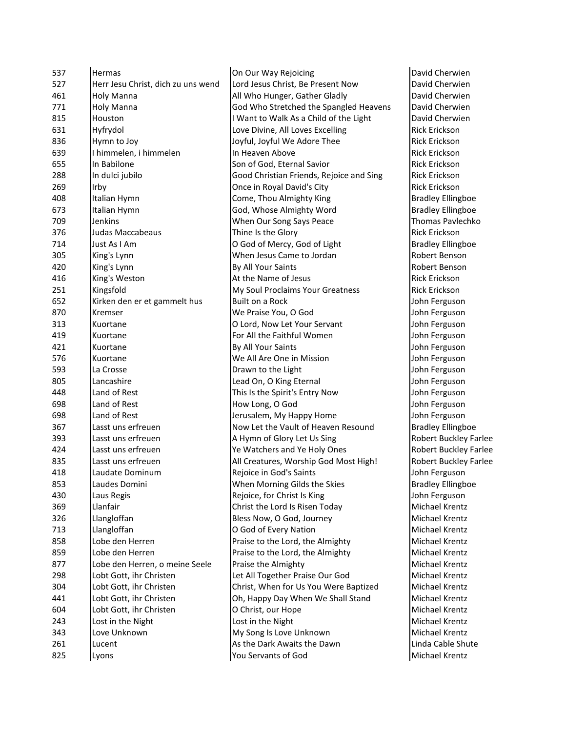| | | | |
|---|---|---|---|
| 537 | Hermas | On Our Way Rejoicing | David Cherwien |
| 527 | Herr Jesu Christ, dich zu uns wend | Lord Jesus Christ, Be Present Now | David Cherwien |
| 461 | Holy Manna | All Who Hunger, Gather Gladly | David Cherwien |
| 771 | Holy Manna | God Who Stretched the Spangled Heavens | David Cherwien |
| 815 | Houston | I Want to Walk As a Child of the Light | David Cherwien |
| 631 | Hyfrydol | Love Divine, All Loves Excelling | Rick Erickson |
| 836 | Hymn to Joy | Joyful, Joyful We Adore Thee | Rick Erickson |
| 639 | I himmelen, i himmelen | In Heaven Above | Rick Erickson |
| 655 | In Babilone | Son of God, Eternal Savior | Rick Erickson |
| 288 | In dulci jubilo | Good Christian Friends, Rejoice and Sing | Rick Erickson |
| 269 | Irby | Once in Royal David's City | Rick Erickson |
| 408 | Italian Hymn | Come, Thou Almighty King | Bradley Ellingboe |
| 673 | Italian Hymn | God, Whose Almighty Word | Bradley Ellingboe |
| 709 | Jenkins | When Our Song Says Peace | Thomas Pavlechko |
| 376 | Judas Maccabeaus | Thine Is the Glory | Rick Erickson |
| 714 | Just As I Am | O God of Mercy, God of Light | Bradley Ellingboe |
| 305 | King's Lynn | When Jesus Came to Jordan | Robert Benson |
| 420 | King's Lynn | By All Your Saints | Robert Benson |
| 416 | King's Weston | At the Name of Jesus | Rick Erickson |
| 251 | Kingsfold | My Soul Proclaims Your Greatness | Rick Erickson |
| 652 | Kirken den er et gammelt hus | Built on a Rock | John Ferguson |
| 870 | Kremser | We Praise You, O God | John Ferguson |
| 313 | Kuortane | O Lord, Now Let Your Servant | John Ferguson |
| 419 | Kuortane | For All the Faithful Women | John Ferguson |
| 421 | Kuortane | By All Your Saints | John Ferguson |
| 576 | Kuortane | We All Are One in Mission | John Ferguson |
| 593 | La Crosse | Drawn to the Light | John Ferguson |
| 805 | Lancashire | Lead On, O King Eternal | John Ferguson |
| 448 | Land of Rest | This Is the Spirit's Entry Now | John Ferguson |
| 698 | Land of Rest | How Long, O God | John Ferguson |
| 698 | Land of Rest | Jerusalem, My Happy Home | John Ferguson |
| 367 | Lasst uns erfreuen | Now Let the Vault of Heaven Resound | Bradley Ellingboe |
| 393 | Lasst uns erfreuen | A Hymn of Glory Let Us Sing | Robert Buckley Farlee |
| 424 | Lasst uns erfreuen | Ye Watchers and Ye Holy Ones | Robert Buckley Farlee |
| 835 | Lasst uns erfreuen | All Creatures, Worship God Most High! | Robert Buckley Farlee |
| 418 | Laudate Dominum | Rejoice in God's Saints | John Ferguson |
| 853 | Laudes Domini | When Morning Gilds the Skies | Bradley Ellingboe |
| 430 | Laus Regis | Rejoice, for Christ Is King | John Ferguson |
| 369 | Llanfair | Christ the Lord Is Risen Today | Michael Krentz |
| 326 | Llangloffan | Bless Now, O God, Journey | Michael Krentz |
| 713 | Llangloffan | O God of Every Nation | Michael Krentz |
| 858 | Lobe den Herren | Praise to the Lord, the Almighty | Michael Krentz |
| 859 | Lobe den Herren | Praise to the Lord, the Almighty | Michael Krentz |
| 877 | Lobe den Herren, o meine Seele | Praise the Almighty | Michael Krentz |
| 298 | Lobt Gott, ihr Christen | Let All Together Praise Our God | Michael Krentz |
| 304 | Lobt Gott, ihr Christen | Christ, When for Us You Were Baptized | Michael Krentz |
| 441 | Lobt Gott, ihr Christen | Oh, Happy Day When We Shall Stand | Michael Krentz |
| 604 | Lobt Gott, ihr Christen | O Christ, our Hope | Michael Krentz |
| 243 | Lost in the Night | Lost in the Night | Michael Krentz |
| 343 | Love Unknown | My Song Is Love Unknown | Michael Krentz |
| 261 | Lucent | As the Dark Awaits the Dawn | Linda Cable Shute |
| 825 | Lyons | You Servants of God | Michael Krentz |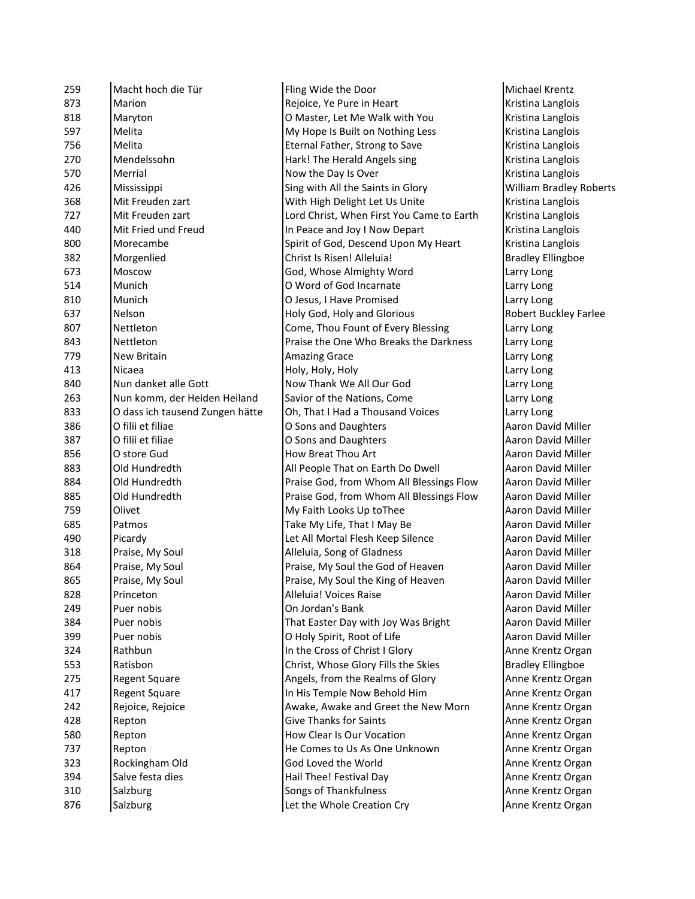| | | | |
|---|---|---|---|
| 259 | Macht hoch die Tür | Fling Wide the Door | Michael Krentz |
| 873 | Marion | Rejoice, Ye Pure in Heart | Kristina Langlois |
| 818 | Maryton | O Master, Let Me Walk with You | Kristina Langlois |
| 597 | Melita | My Hope Is Built on Nothing Less | Kristina Langlois |
| 756 | Melita | Eternal Father, Strong to Save | Kristina Langlois |
| 270 | Mendelssohn | Hark! The Herald Angels sing | Kristina Langlois |
| 570 | Merrial | Now the Day Is Over | Kristina Langlois |
| 426 | Mississippi | Sing with All the Saints in Glory | William Bradley Roberts |
| 368 | Mit Freuden zart | With High Delight Let Us Unite | Kristina Langlois |
| 727 | Mit Freuden zart | Lord Christ, When First You Came to Earth | Kristina Langlois |
| 440 | Mit Fried und Freud | In Peace and Joy I Now Depart | Kristina Langlois |
| 800 | Morecambe | Spirit of God, Descend Upon My Heart | Kristina Langlois |
| 382 | Morgenlied | Christ Is Risen! Alleluia! | Bradley Ellingboe |
| 673 | Moscow | God, Whose Almighty Word | Larry Long |
| 514 | Munich | O Word of God Incarnate | Larry Long |
| 810 | Munich | O Jesus, I Have Promised | Larry Long |
| 637 | Nelson | Holy God, Holy and Glorious | Robert Buckley Farlee |
| 807 | Nettleton | Come, Thou Fount of Every Blessing | Larry Long |
| 843 | Nettleton | Praise the One Who Breaks the Darkness | Larry Long |
| 779 | New Britain | Amazing Grace | Larry Long |
| 413 | Nicaea | Holy, Holy, Holy | Larry Long |
| 840 | Nun danket alle Gott | Now Thank We All Our God | Larry Long |
| 263 | Nun komm, der Heiden Heiland | Savior of the Nations, Come | Larry Long |
| 833 | O dass ich tausend Zungen hätte | Oh, That I Had a Thousand Voices | Larry Long |
| 386 | O filii et filiae | O Sons and Daughters | Aaron David Miller |
| 387 | O filii et filiae | O Sons and Daughters | Aaron David Miller |
| 856 | O store Gud | How Breat Thou Art | Aaron David Miller |
| 883 | Old Hundredth | All People That on Earth Do Dwell | Aaron David Miller |
| 884 | Old Hundredth | Praise God, from Whom All Blessings Flow | Aaron David Miller |
| 885 | Old Hundredth | Praise God, from Whom All Blessings Flow | Aaron David Miller |
| 759 | Olivet | My Faith Looks Up toThee | Aaron David Miller |
| 685 | Patmos | Take My Life, That I May Be | Aaron David Miller |
| 490 | Picardy | Let All Mortal Flesh Keep Silence | Aaron David Miller |
| 318 | Praise, My Soul | Alleluia, Song of Gladness | Aaron David Miller |
| 864 | Praise, My Soul | Praise, My Soul the God of Heaven | Aaron David Miller |
| 865 | Praise, My Soul | Praise, My Soul the King of Heaven | Aaron David Miller |
| 828 | Princeton | Alleluia! Voices Raise | Aaron David Miller |
| 249 | Puer nobis | On Jordan's Bank | Aaron David Miller |
| 384 | Puer nobis | That Easter Day with Joy Was Bright | Aaron David Miller |
| 399 | Puer nobis | O Holy Spirit, Root of Life | Aaron David Miller |
| 324 | Rathbun | In the Cross of Christ I Glory | Anne Krentz Organ |
| 553 | Ratisbon | Christ, Whose Glory Fills the Skies | Bradley Ellingboe |
| 275 | Regent Square | Angels, from the Realms of Glory | Anne Krentz Organ |
| 417 | Regent Square | In His Temple Now Behold Him | Anne Krentz Organ |
| 242 | Rejoice, Rejoice | Awake, Awake and Greet the New Morn | Anne Krentz Organ |
| 428 | Repton | Give Thanks for Saints | Anne Krentz Organ |
| 580 | Repton | How Clear Is Our Vocation | Anne Krentz Organ |
| 737 | Repton | He Comes to Us As One Unknown | Anne Krentz Organ |
| 323 | Rockingham Old | God Loved the World | Anne Krentz Organ |
| 394 | Salve festa dies | Hail Thee! Festival Day | Anne Krentz Organ |
| 310 | Salzburg | Songs of Thankfulness | Anne Krentz Organ |
| 876 | Salzburg | Let the Whole Creation Cry | Anne Krentz Organ |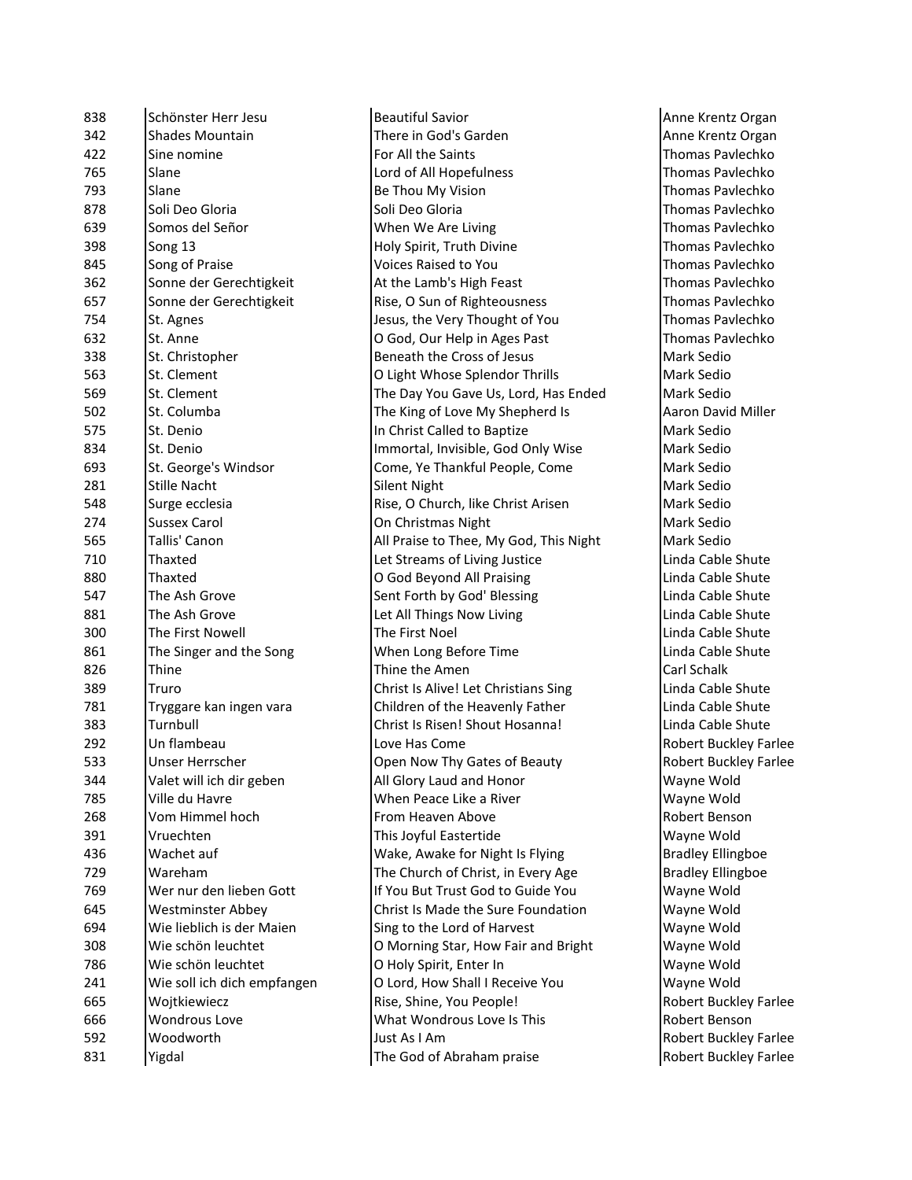| | | | |
|---|---|---|---|
| 838 | Schönster Herr Jesu | Beautiful Savior | Anne Krentz Organ |
| 342 | Shades Mountain | There in God's Garden | Anne Krentz Organ |
| 422 | Sine nomine | For All the Saints | Thomas Pavlechko |
| 765 | Slane | Lord of All Hopefulness | Thomas Pavlechko |
| 793 | Slane | Be Thou My Vision | Thomas Pavlechko |
| 878 | Soli Deo Gloria | Soli Deo Gloria | Thomas Pavlechko |
| 639 | Somos del Señor | When We Are Living | Thomas Pavlechko |
| 398 | Song 13 | Holy Spirit, Truth Divine | Thomas Pavlechko |
| 845 | Song of Praise | Voices Raised to You | Thomas Pavlechko |
| 362 | Sonne der Gerechtigkeit | At the Lamb's High Feast | Thomas Pavlechko |
| 657 | Sonne der Gerechtigkeit | Rise, O Sun of Righteousness | Thomas Pavlechko |
| 754 | St. Agnes | Jesus, the Very Thought of You | Thomas Pavlechko |
| 632 | St. Anne | O God, Our Help in Ages Past | Thomas Pavlechko |
| 338 | St. Christopher | Beneath the Cross of Jesus | Mark Sedio |
| 563 | St. Clement | O Light Whose Splendor Thrills | Mark Sedio |
| 569 | St. Clement | The Day You Gave Us, Lord, Has Ended | Mark Sedio |
| 502 | St. Columba | The King of Love My Shepherd Is | Aaron David Miller |
| 575 | St. Denio | In Christ Called to Baptize | Mark Sedio |
| 834 | St. Denio | Immortal, Invisible, God Only Wise | Mark Sedio |
| 693 | St. George's Windsor | Come, Ye Thankful People, Come | Mark Sedio |
| 281 | Stille Nacht | Silent Night | Mark Sedio |
| 548 | Surge ecclesia | Rise, O Church, like Christ Arisen | Mark Sedio |
| 274 | Sussex Carol | On Christmas Night | Mark Sedio |
| 565 | Tallis' Canon | All Praise to Thee, My God, This Night | Mark Sedio |
| 710 | Thaxted | Let Streams of Living Justice | Linda Cable Shute |
| 880 | Thaxted | O God Beyond All Praising | Linda Cable Shute |
| 547 | The Ash Grove | Sent Forth by God' Blessing | Linda Cable Shute |
| 881 | The Ash Grove | Let All Things Now Living | Linda Cable Shute |
| 300 | The First Nowell | The First Noel | Linda Cable Shute |
| 861 | The Singer and the Song | When Long Before Time | Linda Cable Shute |
| 826 | Thine | Thine the Amen | Carl Schalk |
| 389 | Truro | Christ Is Alive! Let Christians Sing | Linda Cable Shute |
| 781 | Tryggare kan ingen vara | Children of the Heavenly Father | Linda Cable Shute |
| 383 | Turnbull | Christ Is Risen! Shout Hosanna! | Linda Cable Shute |
| 292 | Un flambeau | Love Has Come | Robert Buckley Farlee |
| 533 | Unser Herrscher | Open Now Thy Gates of Beauty | Robert Buckley Farlee |
| 344 | Valet will ich dir geben | All Glory Laud and Honor | Wayne Wold |
| 785 | Ville du Havre | When Peace Like a River | Wayne Wold |
| 268 | Vom Himmel hoch | From Heaven Above | Robert Benson |
| 391 | Vruechten | This Joyful Eastertide | Wayne Wold |
| 436 | Wachet auf | Wake, Awake for Night Is Flying | Bradley Ellingboe |
| 729 | Wareham | The Church of Christ, in Every Age | Bradley Ellingboe |
| 769 | Wer nur den lieben Gott | If You But Trust God to Guide You | Wayne Wold |
| 645 | Westminster Abbey | Christ Is Made the Sure Foundation | Wayne Wold |
| 694 | Wie lieblich is der Maien | Sing to the Lord of Harvest | Wayne Wold |
| 308 | Wie schön leuchtet | O Morning Star, How Fair and Bright | Wayne Wold |
| 786 | Wie schön leuchtet | O Holy Spirit, Enter In | Wayne Wold |
| 241 | Wie soll ich dich empfangen | O Lord, How Shall I Receive You | Wayne Wold |
| 665 | Wojtkiewiecz | Rise, Shine, You People! | Robert Buckley Farlee |
| 666 | Wondrous Love | What Wondrous Love Is This | Robert Benson |
| 592 | Woodworth | Just As I Am | Robert Buckley Farlee |
| 831 | Yigdal | The God of Abraham praise | Robert Buckley Farlee |